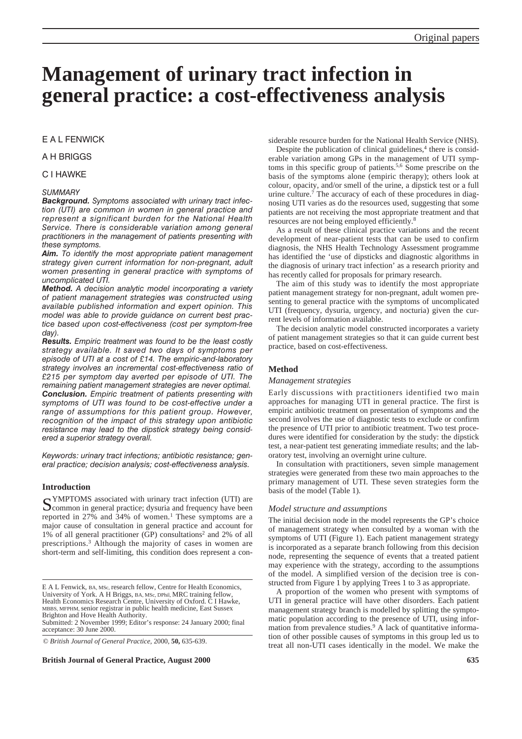# Management of urinary tract infection in general practice: a cost-effectiveness analysis

E A L FENWICK

A H BRIGGS

C I HAWKE

*SUMMARY*

***Background.*** *Symptoms associated with urinary tract infection (UTI) are common in women in general practice and represent a significant burden for the National Health Service. There is considerable variation among general practitioners in the management of patients presenting with these symptoms.*

***Aim.*** *To identify the most appropriate patient management strategy given current information for non-pregnant, adult women presenting in general practice with symptoms of uncomplicated UTI.*

***Method.*** *A decision analytic model incorporating a variety of patient management strategies was constructed using available published information and expert opinion. This model was able to provide guidance on current best practice based upon cost-effectiveness (cost per symptom-free day).*

***Results.*** *Empiric treatment was found to be the least costly strategy available. It saved two days of symptoms per episode of UTI at a cost of £14. The empiric-and-laboratory strategy involves an incremental cost-effectiveness ratio of £215 per symptom day averted per episode of UTI. The remaining patient management strategies are never optimal.*

***Conclusion.*** *Empiric treatment of patients presenting with symptoms of UTI was found to be cost-effective under a range of assumptions for this patient group. However, recognition of the impact of this strategy upon antibiotic resistance may lead to the dipstick strategy being considered a superior strategy overall.*

*Keywords: urinary tract infections; antibiotic resistance; general practice; decision analysis; cost-effectiveness analysis.*

## Introduction

SYMPTOMS associated with urinary tract infection (UTI) are common in general practice; dysuria and frequency have been reported in 27% and 34% of women.[1] These symptoms are a major cause of consultation in general practice and account for 1% of all general practitioner (GP) consultations[2] and 2% of all prescriptions.[3] Although the majority of cases in women are short-term and self-limiting, this condition does represent a considerable resource burden for the National Health Service (NHS).

Despite the publication of clinical guidelines,[4] there is considerable variation among GPs in the management of UTI symptoms in this specific group of patients.[5,6] Some prescribe on the basis of the symptoms alone (empiric therapy); others look at colour, opacity, and/or smell of the urine, a dipstick test or a full urine culture.[7] The accuracy of each of these procedures in diagnosing UTI varies as do the resources used, suggesting that some patients are not receiving the most appropriate treatment and that resources are not being employed efficiently.[8]

As a result of these clinical practice variations and the recent development of near-patient tests that can be used to confirm diagnosis, the NHS Health Technology Assessment programme has identified the 'use of dipsticks and diagnostic algorithms in the diagnosis of urinary tract infection' as a research priority and has recently called for proposals for primary research.

The aim of this study was to identify the most appropriate patient management strategy for non-pregnant, adult women presenting to general practice with the symptoms of uncomplicated UTI (frequency, dysuria, urgency, and nocturia) given the current levels of information available.

The decision analytic model constructed incorporates a variety of patient management strategies so that it can guide current best practice, based on cost-effectiveness.

## Method

### *Management strategies*

Early discussions with practitioners identified two main approaches for managing UTI in general practice. The first is empiric antibiotic treatment on presentation of symptoms and the second involves the use of diagnostic tests to exclude or confirm the presence of UTI prior to antibiotic treatment. Two test procedures were identified for consideration by the study: the dipstick test, a near-patient test generating immediate results; and the laboratory test, involving an overnight urine culture.

In consultation with practitioners, seven simple management strategies were generated from these two main approaches to the primary management of UTI. These seven strategies form the basis of the model (Table 1).

### *Model structure and assumptions*

The initial decision node in the model represents the GP's choice of management strategy when consulted by a woman with the symptoms of UTI (Figure 1). Each patient management strategy is incorporated as a separate branch following from this decision node, representing the sequence of events that a treated patient may experience with the strategy, according to the assumptions of the model. A simplified version of the decision tree is constructed from Figure 1 by applying Trees 1 to 3 as appropriate.

A proportion of the women who present with symptoms of UTI in general practice will have other disorders. Each patient management strategy branch is modelled by splitting the symptomatic population according to the presence of UTI, using information from prevalence studies.[9] A lack of quantitative information of other possible causes of symptoms in this group led us to treat all non-UTI cases identically in the model. We make the

E A L Fenwick, BA, MSc, research fellow, Centre for Health Economics, University of York. A H Briggs, BA, MSc, DPhil, MRC training fellow, Health Economics Research Centre, University of Oxford. C I Hawke, MBBS, MFPHM, senior registrar in public health medicine, East Sussex Brighton and Hove Health Authority.
Submitted: 2 November 1999; Editor's response: 24 January 2000; final acceptance: 30 June 2000.

© *British Journal of General Practice*, 2000, **50,** 635-639.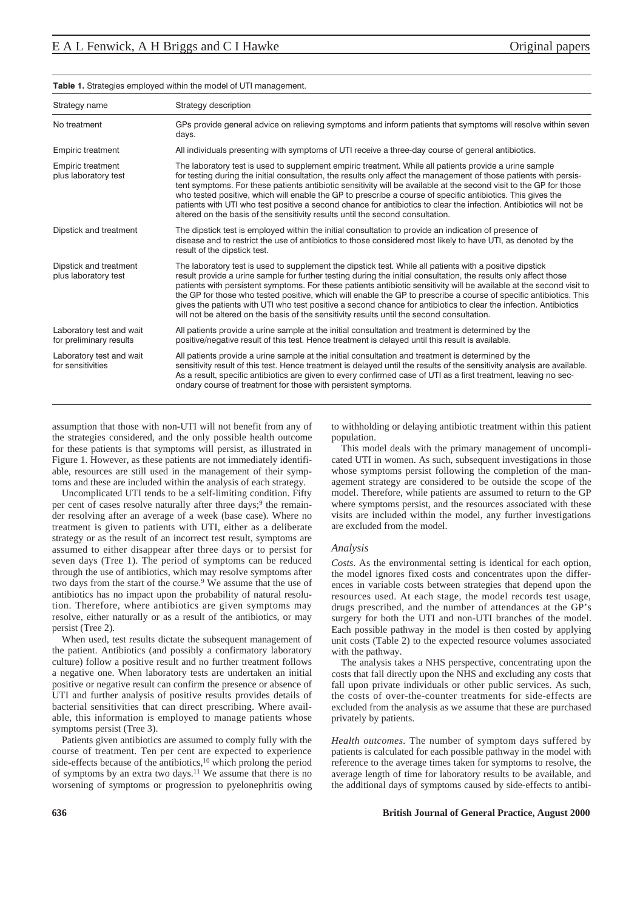**Table 1.** Strategies employed within the model of UTI management.

| Strategy name | Strategy description |
|---|---|
| No treatment | GPs provide general advice on relieving symptoms and inform patients that symptoms will resolve within seven days. |
| Empiric treatment | All individuals presenting with symptoms of UTI receive a three-day course of general antibiotics. |
| Empiric treatment plus laboratory test | The laboratory test is used to supplement empiric treatment. While all patients provide a urine sample for testing during the initial consultation, the results only affect the management of those patients with persistent symptoms. For these patients antibiotic sensitivity will be available at the second visit to the GP for those who tested positive, which will enable the GP to prescribe a course of specific antibiotics. This gives the patients with UTI who test positive a second chance for antibiotics to clear the infection. Antibiotics will not be altered on the basis of the sensitivity results until the second consultation. |
| Dipstick and treatment | The dipstick test is employed within the initial consultation to provide an indication of presence of disease and to restrict the use of antibiotics to those considered most likely to have UTI, as denoted by the result of the dipstick test. |
| Dipstick and treatment plus laboratory test | The laboratory test is used to supplement the dipstick test. While all patients with a positive dipstick result provide a urine sample for further testing during the initial consultation, the results only affect those patients with persistent symptoms. For these patients antibiotic sensitivity will be available at the second visit to the GP for those who tested positive, which will enable the GP to prescribe a course of specific antibiotics. This gives the patients with UTI who test positive a second chance for antibiotics to clear the infection. Antibiotics will not be altered on the basis of the sensitivity results until the second consultation. |
| Laboratory test and wait for preliminary results | All patients provide a urine sample at the initial consultation and treatment is determined by the positive/negative result of this test. Hence treatment is delayed until this result is available. |
| Laboratory test and wait for sensitivities | All patients provide a urine sample at the initial consultation and treatment is determined by the sensitivity result of this test. Hence treatment is delayed until the results of the sensitivity analysis are available. As a result, specific antibiotics are given to every confirmed case of UTI as a first treatment, leaving no secondary course of treatment for those with persistent symptoms. |

assumption that those with non-UTI will not benefit from any of the strategies considered, and the only possible health outcome for these patients is that symptoms will persist, as illustrated in Figure 1. However, as these patients are not immediately identifiable, resources are still used in the management of their symptoms and these are included within the analysis of each strategy.

Uncomplicated UTI tends to be a self-limiting condition. Fifty per cent of cases resolve naturally after three days;[9] the remainder resolving after an average of a week (base case). Where no treatment is given to patients with UTI, either as a deliberate strategy or as the result of an incorrect test result, symptoms are assumed to either disappear after three days or to persist for seven days (Tree 1). The period of symptoms can be reduced through the use of antibiotics, which may resolve symptoms after two days from the start of the course.[9] We assume that the use of antibiotics has no impact upon the probability of natural resolution. Therefore, where antibiotics are given symptoms may resolve, either naturally or as a result of the antibiotics, or may persist (Tree 2).

When used, test results dictate the subsequent management of the patient. Antibiotics (and possibly a confirmatory laboratory culture) follow a positive result and no further treatment follows a negative one. When laboratory tests are undertaken an initial positive or negative result can confirm the presence or absence of UTI and further analysis of positive results provides details of bacterial sensitivities that can direct prescribing. Where available, this information is employed to manage patients whose symptoms persist (Tree 3).

Patients given antibiotics are assumed to comply fully with the course of treatment. Ten per cent are expected to experience side-effects because of the antibiotics,[10] which prolong the period of symptoms by an extra two days.[11] We assume that there is no worsening of symptoms or progression to pyelonephritis owing to withholding or delaying antibiotic treatment within this patient population.

This model deals with the primary management of uncomplicated UTI in women. As such, subsequent investigations in those whose symptoms persist following the completion of the management strategy are considered to be outside the scope of the model. Therefore, while patients are assumed to return to the GP where symptoms persist, and the resources associated with these visits are included within the model, any further investigations are excluded from the model.

### Analysis

*Costs.* As the environmental setting is identical for each option, the model ignores fixed costs and concentrates upon the differences in variable costs between strategies that depend upon the resources used. At each stage, the model records test usage, drugs prescribed, and the number of attendances at the GP's surgery for both the UTI and non-UTI branches of the model. Each possible pathway in the model is then costed by applying unit costs (Table 2) to the expected resource volumes associated with the pathway.

The analysis takes a NHS perspective, concentrating upon the costs that fall directly upon the NHS and excluding any costs that fall upon private individuals or other public services. As such, the costs of over-the-counter treatments for side-effects are excluded from the analysis as we assume that these are purchased privately by patients.

*Health outcomes.* The number of symptom days suffered by patients is calculated for each possible pathway in the model with reference to the average times taken for symptoms to resolve, the average length of time for laboratory results to be available, and the additional days of symptoms caused by side-effects to antibi-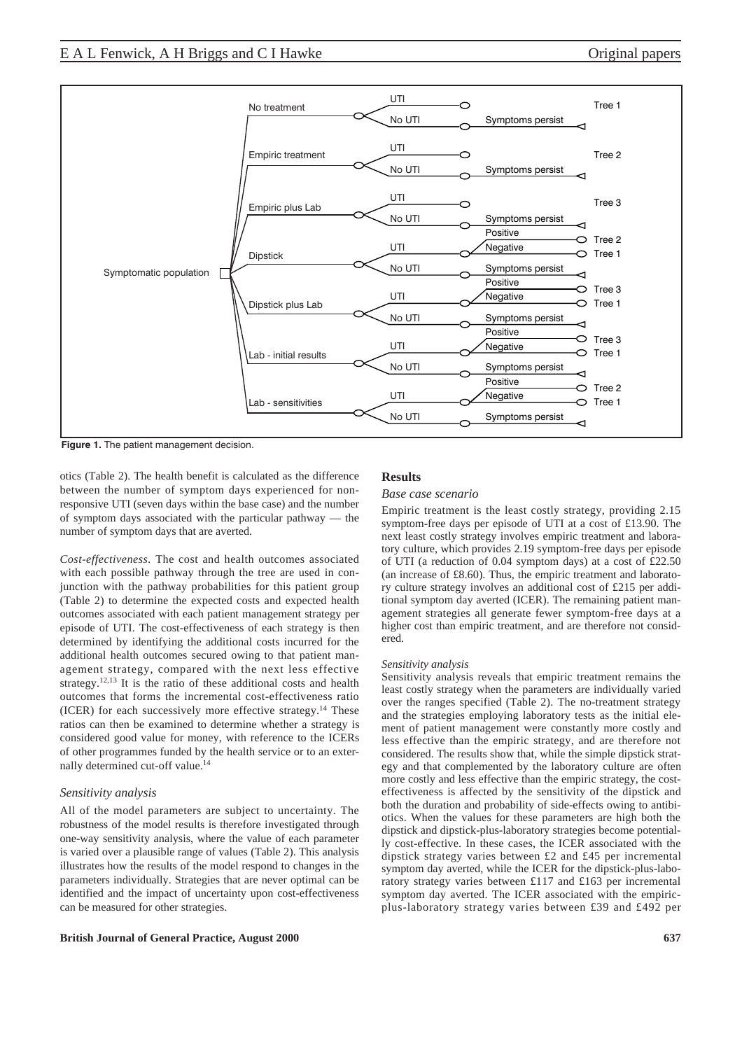**Figure 1.** The patient management decision.

otics (Table 2). The health benefit is calculated as the difference between the number of symptom days experienced for non-responsive UTI (seven days within the base case) and the number of symptom days associated with the particular pathway — the number of symptom days that are averted.

*Cost-effectiveness.* The cost and health outcomes associated with each possible pathway through the tree are used in conjunction with the pathway probabilities for this patient group (Table 2) to determine the expected costs and expected health outcomes associated with each patient management strategy per episode of UTI. The cost-effectiveness of each strategy is then determined by identifying the additional costs incurred for the additional health outcomes secured owing to that patient management strategy, compared with the next less effective strategy.[12,13] It is the ratio of these additional costs and health outcomes that forms the incremental cost-effectiveness ratio (ICER) for each successively more effective strategy.[14] These ratios can then be examined to determine whether a strategy is considered good value for money, with reference to the ICERs of other programmes funded by the health service or to an externally determined cut-off value.[14]

### *Sensitivity analysis*

All of the model parameters are subject to uncertainty. The robustness of the model results is therefore investigated through one-way sensitivity analysis, where the value of each parameter is varied over a plausible range of values (Table 2). This analysis illustrates how the results of the model respond to changes in the parameters individually. Strategies that are never optimal can be identified and the impact of uncertainty upon cost-effectiveness can be measured for other strategies.

## Results

### *Base case scenario*

Empiric treatment is the least costly strategy, providing 2.15 symptom-free days per episode of UTI at a cost of £13.90. The next least costly strategy involves empiric treatment and laboratory culture, which provides 2.19 symptom-free days per episode of UTI (a reduction of 0.04 symptom days) at a cost of £22.50 (an increase of £8.60). Thus, the empiric treatment and laboratory culture strategy involves an additional cost of £215 per additional symptom day averted (ICER). The remaining patient management strategies all generate fewer symptom-free days at a higher cost than empiric treatment, and are therefore not considered.

#### *Sensitivity analysis*

Sensitivity analysis reveals that empiric treatment remains the least costly strategy when the parameters are individually varied over the ranges specified (Table 2). The no-treatment strategy and the strategies employing laboratory tests as the initial element of patient management were constantly more costly and less effective than the empiric strategy, and are therefore not considered. The results show that, while the simple dipstick strategy and that complemented by the laboratory culture are often more costly and less effective than the empiric strategy, the cost-effectiveness is affected by the sensitivity of the dipstick and both the duration and probability of side-effects owing to antibiotics. When the values for these parameters are high both the dipstick and dipstick-plus-laboratory strategies become potentially cost-effective. In these cases, the ICER associated with the dipstick strategy varies between £2 and £45 per incremental symptom day averted, while the ICER for the dipstick-plus-laboratory strategy varies between £117 and £163 per incremental symptom day averted. The ICER associated with the empiric-plus-laboratory strategy varies between £39 and £492 per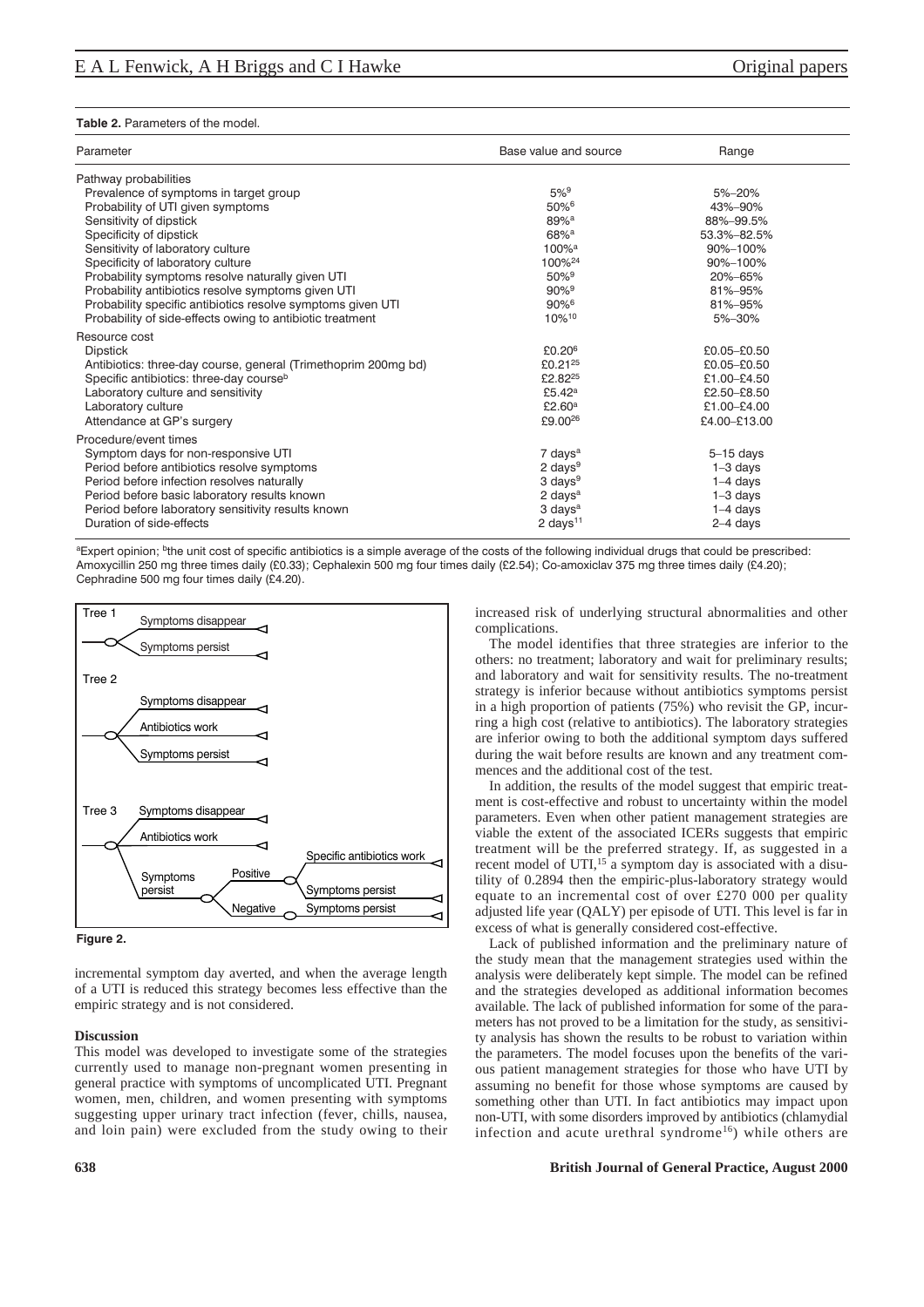**Table 2.** Parameters of the model.

| Parameter | Base value and source | Range |
|---|---|---|
| Pathway probabilities | | |
| Prevalence of symptoms in target group | 5%[9] | 5%–20% |
| Probability of UTI given symptoms | 50%[6] | 43%–90% |
| Sensitivity of dipstick | 89%[a] | 88%–99.5% |
| Specificity of dipstick | 68%[a] | 53.3%–82.5% |
| Sensitivity of laboratory culture | 100%[a] | 90%–100% |
| Specificity of laboratory culture | 100%[24] | 90%–100% |
| Probability symptoms resolve naturally given UTI | 50%[9] | 20%–65% |
| Probability antibiotics resolve symptoms given UTI | 90%[9] | 81%–95% |
| Probability specific antibiotics resolve symptoms given UTI | 90%[6] | 81%–95% |
| Probability of side-effects owing to antibiotic treatment | 10%[10] | 5%–30% |
| Resource cost | | |
| Dipstick | £0.20[6] | £0.05–£0.50 |
| Antibiotics: three-day course, general (Trimethoprim 200mg bd) | £0.21[25] | £0.05–£0.50 |
| Specific antibiotics: three-day course[b] | £2.82[25] | £1.00–£4.50 |
| Laboratory culture and sensitivity | £5.42[a] | £2.50–£8.50 |
| Laboratory culture | £2.60[a] | £1.00–£4.00 |
| Attendance at GP's surgery | £9.00[26] | £4.00–£13.00 |
| Procedure/event times | | |
| Symptom days for non-responsive UTI | 7 days[a] | 5–15 days |
| Period before antibiotics resolve symptoms | 2 days[9] | 1–3 days |
| Period before infection resolves naturally | 3 days[9] | 1–4 days |
| Period before basic laboratory results known | 2 days[a] | 1–3 days |
| Period before laboratory sensitivity results known | 3 days[a] | 1–4 days |
| Duration of side-effects | 2 days[11] | 2–4 days |

[a]Expert opinion; [b]the unit cost of specific antibiotics is a simple average of the costs of the following individual drugs that could be prescribed: Amoxycillin 250 mg three times daily (£0.33); Cephalexin 500 mg four times daily (£2.54); Co-amoxiclav 375 mg three times daily (£4.20); Cephradine 500 mg four times daily (£4.20).

Tree 1: Symptoms disappear; Symptoms persist

Tree 2: Symptoms disappear; Antibiotics work; Symptoms persist

Tree 3: Symptoms disappear; Antibiotics work; Symptoms persist → Positive (Specific antibiotics work; Symptoms persist), Negative (Symptoms persist)

**Figure 2.**

incremental symptom day averted, and when the average length of a UTI is reduced this strategy becomes less effective than the empiric strategy and is not considered.

### Discussion

This model was developed to investigate some of the strategies currently used to manage non-pregnant women presenting in general practice with symptoms of uncomplicated UTI. Pregnant women, men, children, and women presenting with symptoms suggesting upper urinary tract infection (fever, chills, nausea, and loin pain) were excluded from the study owing to their increased risk of underlying structural abnormalities and other complications.

The model identifies that three strategies are inferior to the others: no treatment; laboratory and wait for preliminary results; and laboratory and wait for sensitivity results. The no-treatment strategy is inferior because without antibiotics symptoms persist in a high proportion of patients (75%) who revisit the GP, incurring a high cost (relative to antibiotics). The laboratory strategies are inferior owing to both the additional symptom days suffered during the wait before results are known and any treatment commences and the additional cost of the test.

In addition, the results of the model suggest that empiric treatment is cost-effective and robust to uncertainty within the model parameters. Even when other patient management strategies are viable the extent of the associated ICERs suggests that empiric treatment will be the preferred strategy. If, as suggested in a recent model of UTI,[15] a symptom day is associated with a disutility of 0.2894 then the empiric-plus-laboratory strategy would equate to an incremental cost of over £270 000 per quality adjusted life year (QALY) per episode of UTI. This level is far in excess of what is generally considered cost-effective.

Lack of published information and the preliminary nature of the study mean that the management strategies used within the analysis were deliberately kept simple. The model can be refined and the strategies developed as additional information becomes available. The lack of published information for some of the parameters has not proved to be a limitation for the study, as sensitivity analysis has shown the results to be robust to variation within the parameters. The model focuses upon the benefits of the various patient management strategies for those who have UTI by assuming no benefit for those whose symptoms are caused by something other than UTI. In fact antibiotics may impact upon non-UTI, with some disorders improved by antibiotics (chlamydial infection and acute urethral syndrome[16]) while others are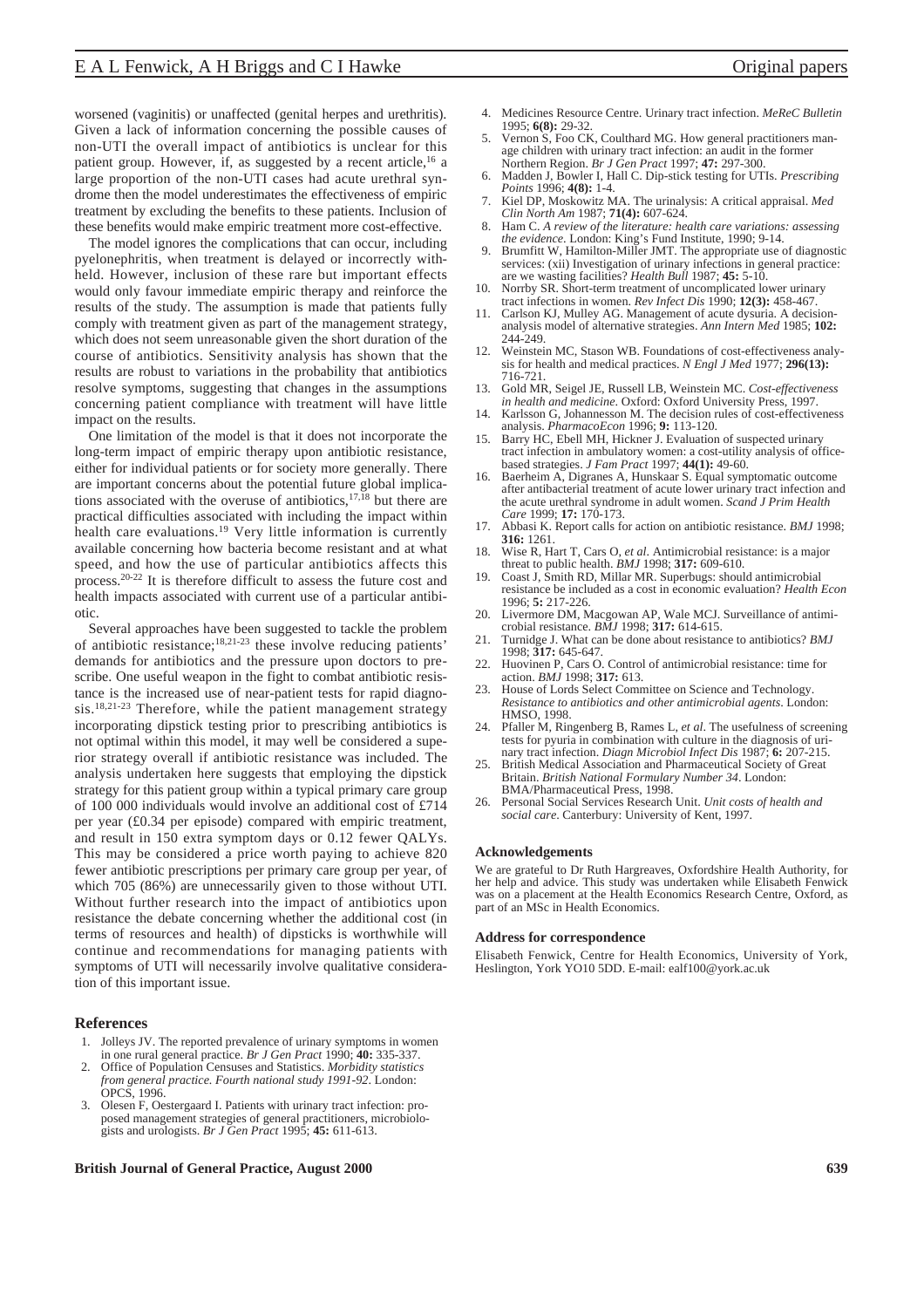worsened (vaginitis) or unaffected (genital herpes and urethritis). Given a lack of information concerning the possible causes of non-UTI the overall impact of antibiotics is unclear for this patient group. However, if, as suggested by a recent article,[16] a large proportion of the non-UTI cases had acute urethral syndrome then the model underestimates the effectiveness of empiric treatment by excluding the benefits to these patients. Inclusion of these benefits would make empiric treatment more cost-effective.

The model ignores the complications that can occur, including pyelonephritis, when treatment is delayed or incorrectly withheld. However, inclusion of these rare but important effects would only favour immediate empiric therapy and reinforce the results of the study. The assumption is made that patients fully comply with treatment given as part of the management strategy, which does not seem unreasonable given the short duration of the course of antibiotics. Sensitivity analysis has shown that the results are robust to variations in the probability that antibiotics resolve symptoms, suggesting that changes in the assumptions concerning patient compliance with treatment will have little impact on the results.

One limitation of the model is that it does not incorporate the long-term impact of empiric therapy upon antibiotic resistance, either for individual patients or for society more generally. There are important concerns about the potential future global implications associated with the overuse of antibiotics,[17,18] but there are practical difficulties associated with including the impact within health care evaluations.[19] Very little information is currently available concerning how bacteria become resistant and at what speed, and how the use of particular antibiotics affects this process.[20-22] It is therefore difficult to assess the future cost and health impacts associated with current use of a particular antibiotic.

Several approaches have been suggested to tackle the problem of antibiotic resistance;[18,21-23] these involve reducing patients' demands for antibiotics and the pressure upon doctors to prescribe. One useful weapon in the fight to combat antibiotic resistance is the increased use of near-patient tests for rapid diagnosis.[18,21-23] Therefore, while the patient management strategy incorporating dipstick testing prior to prescribing antibiotics is not optimal within this model, it may well be considered a superior strategy overall if antibiotic resistance was included. The analysis undertaken here suggests that employing the dipstick strategy for this patient group within a typical primary care group of 100 000 individuals would involve an additional cost of £714 per year (£0.34 per episode) compared with empiric treatment, and result in 150 extra symptom days or 0.12 fewer QALYs. This may be considered a price worth paying to achieve 820 fewer antibiotic prescriptions per primary care group per year, of which 705 (86%) are unnecessarily given to those without UTI. Without further research into the impact of antibiotics upon resistance the debate concerning whether the additional cost (in terms of resources and health) of dipsticks is worthwhile will continue and recommendations for managing patients with symptoms of UTI will necessarily involve qualitative consideration of this important issue.

## References

1. Jolleys JV. The reported prevalence of urinary symptoms in women in one rural general practice. *Br J Gen Pract* 1990; **40:** 335-337.
2. Office of Population Censuses and Statistics. *Morbidity statistics from general practice. Fourth national study 1991-92*. London: OPCS, 1996.
3. Olesen F, Oestergaard I. Patients with urinary tract infection: proposed management strategies of general practitioners, microbiologists and urologists. *Br J Gen Pract* 1995; **45:** 611-613.
4. Medicines Resource Centre. Urinary tract infection. *MeReC Bulletin* 1995; **6(8):** 29-32.
5. Vernon S, Foo CK, Coulthard MG. How general practitioners manage children with urinary tract infection: an audit in the former Northern Region. *Br J Gen Pract* 1997; **47:** 297-300.
6. Madden J, Bowler I, Hall C. Dip-stick testing for UTIs. *Prescribing Points* 1996; **4(8):** 1-4.
7. Kiel DP, Moskowitz MA. The urinalysis: A critical appraisal. *Med Clin North Am* 1987; **71(4):** 607-624.
8. Ham C. *A review of the literature: health care variations: assessing the evidence*. London: King's Fund Institute, 1990; 9-14.
9. Brumfitt W, Hamilton-Miller JMT. The appropriate use of diagnostic services: (xii) Investigation of urinary infections in general practice: are we wasting facilities? *Health Bull* 1987; **45:** 5-10.
10. Norrby SR. Short-term treatment of uncomplicated lower urinary tract infections in women. *Rev Infect Dis* 1990; **12(3):** 458-467.
11. Carlson KJ, Mulley AG. Management of acute dysuria. A decision-analysis model of alternative strategies. *Ann Intern Med* 1985; **102:** 244-249.
12. Weinstein MC, Stason WB. Foundations of cost-effectiveness analysis for health and medical practices. *N Engl J Med* 1977; **296(13):** 716-721.
13. Gold MR, Seigel JE, Russell LB, Weinstein MC. *Cost-effectiveness in health and medicine*. Oxford: Oxford University Press, 1997.
14. Karlsson G, Johannesson M. The decision rules of cost-effectiveness analysis. *PharmacoEcon* 1996; **9:** 113-120.
15. Barry HC, Ebell MH, Hickner J. Evaluation of suspected urinary tract infection in ambulatory women: a cost-utility analysis of office-based strategies. *J Fam Pract* 1997; **44(1):** 49-60.
16. Baerheim A, Digranes A, Hunskaar S. Equal symptomatic outcome after antibacterial treatment of acute lower urinary tract infection and the acute urethral syndrome in adult women. *Scand J Prim Health Care* 1999; **17:** 170-173.
17. Abbasi K. Report calls for action on antibiotic resistance. *BMJ* 1998; **316:** 1261.
18. Wise R, Hart T, Cars O, *et al*. Antimicrobial resistance: is a major threat to public health. *BMJ* 1998; **317:** 609-610.
19. Coast J, Smith RD, Millar MR. Superbugs: should antimicrobial resistance be included as a cost in economic evaluation? *Health Econ* 1996; **5:** 217-226.
20. Livermore DM, Macgowan AP, Wale MCJ. Surveillance of antimicrobial resistance. *BMJ* 1998; **317:** 614-615.
21. Turnidge J. What can be done about resistance to antibiotics? *BMJ* 1998; **317:** 645-647.
22. Huovinen P, Cars O. Control of antimicrobial resistance: time for action. *BMJ* 1998; **317:** 613.
23. House of Lords Select Committee on Science and Technology. *Resistance to antibiotics and other antimicrobial agents*. London: HMSO, 1998.
24. Pfaller M, Ringenberg B, Rames L, *et al*. The usefulness of screening tests for pyuria in combination with culture in the diagnosis of urinary tract infection. *Diagn Microbiol Infect Dis* 1987; **6:** 207-215.
25. British Medical Association and Pharmaceutical Society of Great Britain. *British National Formulary Number 34*. London: BMA/Pharmaceutical Press, 1998.
26. Personal Social Services Research Unit. *Unit costs of health and social care*. Canterbury: University of Kent, 1997.

### Acknowledgements

We are grateful to Dr Ruth Hargreaves, Oxfordshire Health Authority, for her help and advice. This study was undertaken while Elisabeth Fenwick was on a placement at the Health Economics Research Centre, Oxford, as part of an MSc in Health Economics.

### Address for correspondence

Elisabeth Fenwick, Centre for Health Economics, University of York, Heslington, York YO10 5DD. E-mail: ealf100@york.ac.uk